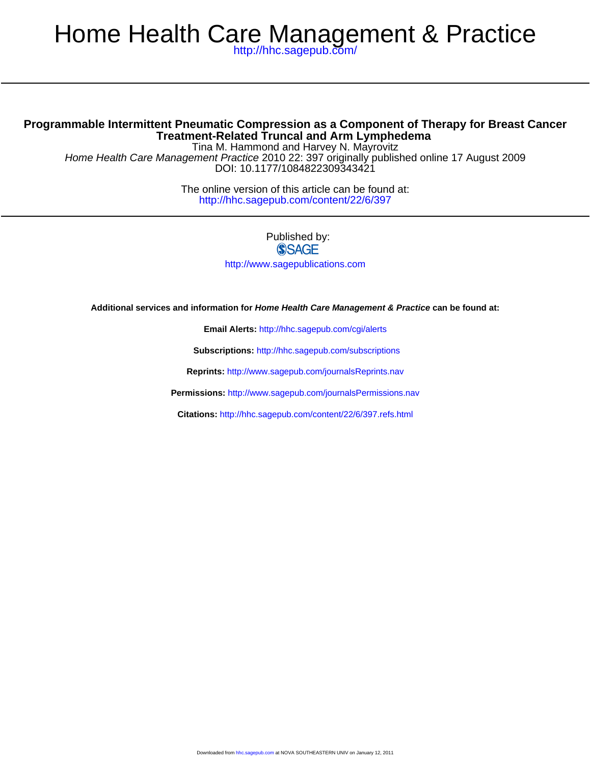# Home Health Care Management & Practice

http://hhc.sagepub.com/

## Programmable Intermittent Pneumatic Compression as a Component of Therapy for Breast Cancer Treatment-Related Truncal and Arm Lymphedema

Tina M. Hammond and Harvey N. Mayrovitz

*Home Health Care Management Practice* 2010 22: 397 originally published online 17 August 2009
DOI: 10.1177/1084822309343421

The online version of this article can be found at:
http://hhc.sagepub.com/content/22/6/397

Published by:
SAGE
http://www.sagepublications.com

**Additional services and information for *Home Health Care Management & Practice* can be found at:**

**Email Alerts:** http://hhc.sagepub.com/cgi/alerts

**Subscriptions:** http://hhc.sagepub.com/subscriptions

**Reprints:** http://www.sagepub.com/journalsReprints.nav

**Permissions:** http://www.sagepub.com/journalsPermissions.nav

**Citations:** http://hhc.sagepub.com/content/22/6/397.refs.html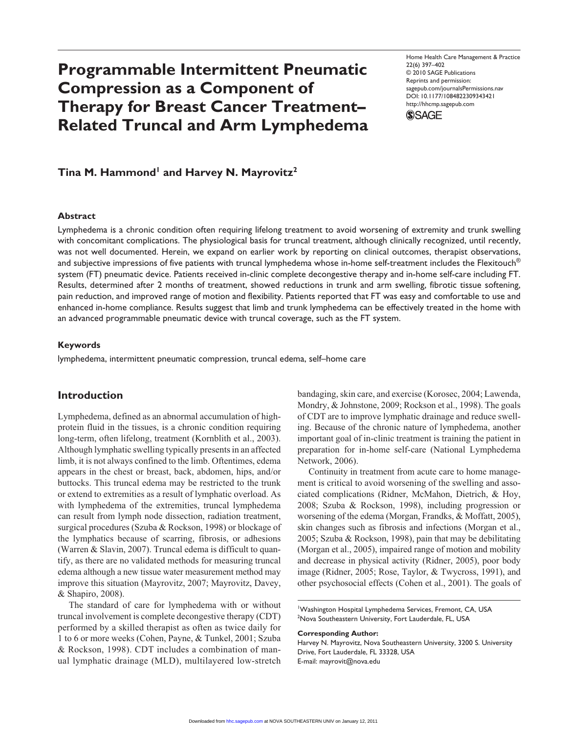# Programmable Intermittent Pneumatic Compression as a Component of Therapy for Breast Cancer Treatment–Related Truncal and Arm Lymphedema

**Tina M. Hammond[1] and Harvey N. Mayrovitz[2]**

## Abstract

Lymphedema is a chronic condition often requiring lifelong treatment to avoid worsening of extremity and trunk swelling with concomitant complications. The physiological basis for truncal treatment, although clinically recognized, until recently, was not well documented. Herein, we expand on earlier work by reporting on clinical outcomes, therapist observations, and subjective impressions of five patients with truncal lymphedema whose in-home self-treatment includes the Flexitouch® system (FT) pneumatic device. Patients received in-clinic complete decongestive therapy and in-home self-care including FT. Results, determined after 2 months of treatment, showed reductions in trunk and arm swelling, fibrotic tissue softening, pain reduction, and improved range of motion and flexibility. Patients reported that FT was easy and comfortable to use and enhanced in-home compliance. Results suggest that limb and trunk lymphedema can be effectively treated in the home with an advanced programmable pneumatic device with truncal coverage, such as the FT system.

## Keywords

lymphedema, intermittent pneumatic compression, truncal edema, self–home care

## Introduction

Lymphedema, defined as an abnormal accumulation of high-protein fluid in the tissues, is a chronic condition requiring long-term, often lifelong, treatment (Kornblith et al., 2003). Although lymphatic swelling typically presents in an affected limb, it is not always confined to the limb. Oftentimes, edema appears in the chest or breast, back, abdomen, hips, and/or buttocks. This truncal edema may be restricted to the trunk or extend to extremities as a result of lymphatic overload. As with lymphedema of the extremities, truncal lymphedema can result from lymph node dissection, radiation treatment, surgical procedures (Szuba & Rockson, 1998) or blockage of the lymphatics because of scarring, fibrosis, or adhesions (Warren & Slavin, 2007). Truncal edema is difficult to quantify, as there are no validated methods for measuring truncal edema although a new tissue water measurement method may improve this situation (Mayrovitz, 2007; Mayrovitz, Davey, & Shapiro, 2008).

The standard of care for lymphedema with or without truncal involvement is complete decongestive therapy (CDT) performed by a skilled therapist as often as twice daily for 1 to 6 or more weeks (Cohen, Payne, & Tunkel, 2001; Szuba & Rockson, 1998). CDT includes a combination of manual lymphatic drainage (MLD), multilayered low-stretch bandaging, skin care, and exercise (Korosec, 2004; Lawenda, Mondry, & Johnstone, 2009; Rockson et al., 1998). The goals of CDT are to improve lymphatic drainage and reduce swelling. Because of the chronic nature of lymphedema, another important goal of in-clinic treatment is training the patient in preparation for in-home self-care (National Lymphedema Network, 2006).

Continuity in treatment from acute care to home management is critical to avoid worsening of the swelling and associated complications (Ridner, McMahon, Dietrich, & Hoy, 2008; Szuba & Rockson, 1998), including progression or worsening of the edema (Morgan, Frandks, & Moffatt, 2005), skin changes such as fibrosis and infections (Morgan et al., 2005; Szuba & Rockson, 1998), pain that may be debilitating (Morgan et al., 2005), impaired range of motion and mobility and decrease in physical activity (Ridner, 2005), poor body image (Ridner, 2005; Rose, Taylor, & Twycross, 1991), and other psychosocial effects (Cohen et al., 2001). The goals of

[1]Washington Hospital Lymphedema Services, Fremont, CA, USA
[2]Nova Southeastern University, Fort Lauderdale, FL, USA

**Corresponding Author:**
Harvey N. Mayrovitz, Nova Southeastern University, 3200 S. University Drive, Fort Lauderdale, FL 33328, USA
E-mail: mayrovit@nova.edu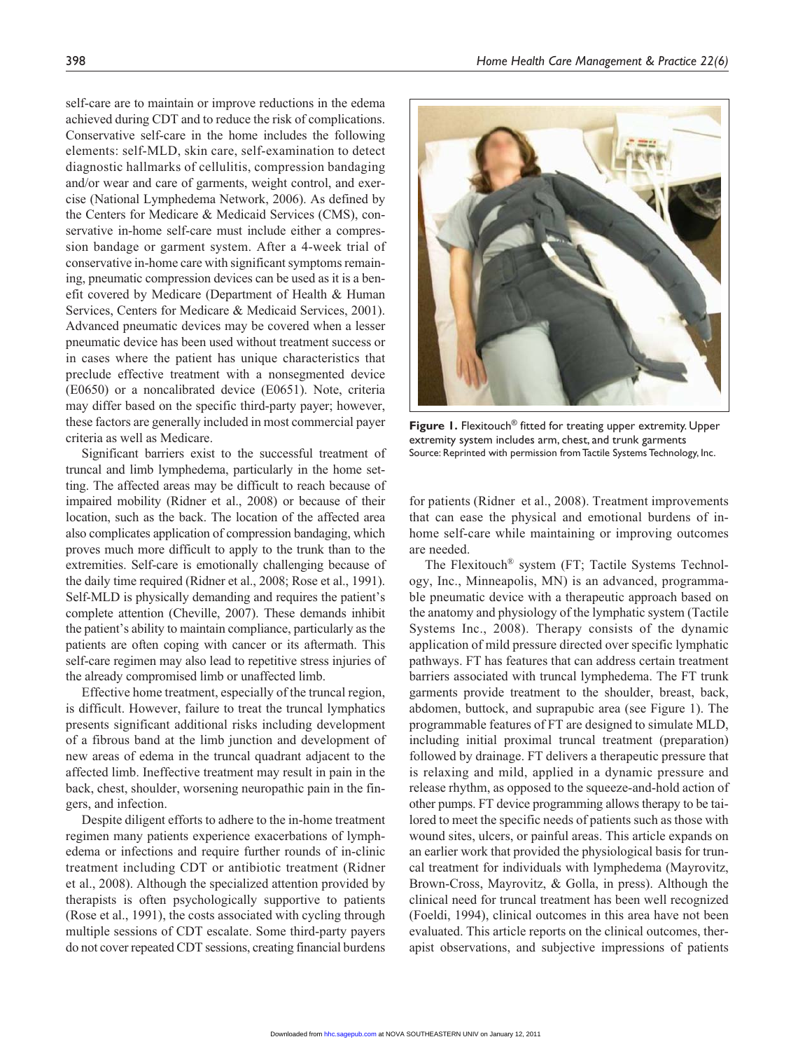self-care are to maintain or improve reductions in the edema achieved during CDT and to reduce the risk of complications. Conservative self-care in the home includes the following elements: self-MLD, skin care, self-examination to detect diagnostic hallmarks of cellulitis, compression bandaging and/or wear and care of garments, weight control, and exercise (National Lymphedema Network, 2006). As defined by the Centers for Medicare & Medicaid Services (CMS), conservative in-home self-care must include either a compression bandage or garment system. After a 4-week trial of conservative in-home care with significant symptoms remaining, pneumatic compression devices can be used as it is a benefit covered by Medicare (Department of Health & Human Services, Centers for Medicare & Medicaid Services, 2001). Advanced pneumatic devices may be covered when a lesser pneumatic device has been used without treatment success or in cases where the patient has unique characteristics that preclude effective treatment with a nonsegmented device (E0650) or a noncalibrated device (E0651). Note, criteria may differ based on the specific third-party payer; however, these factors are generally included in most commercial payer criteria as well as Medicare.

Significant barriers exist to the successful treatment of truncal and limb lymphedema, particularly in the home setting. The affected areas may be difficult to reach because of impaired mobility (Ridner et al., 2008) or because of their location, such as the back. The location of the affected area also complicates application of compression bandaging, which proves much more difficult to apply to the trunk than to the extremities. Self-care is emotionally challenging because of the daily time required (Ridner et al., 2008; Rose et al., 1991). Self-MLD is physically demanding and requires the patient's complete attention (Cheville, 2007). These demands inhibit the patient's ability to maintain compliance, particularly as the patients are often coping with cancer or its aftermath. This self-care regimen may also lead to repetitive stress injuries of the already compromised limb or unaffected limb.

Effective home treatment, especially of the truncal region, is difficult. However, failure to treat the truncal lymphatics presents significant additional risks including development of a fibrous band at the limb junction and development of new areas of edema in the truncal quadrant adjacent to the affected limb. Ineffective treatment may result in pain in the back, chest, shoulder, worsening neuropathic pain in the fingers, and infection.

Despite diligent efforts to adhere to the in-home treatment regimen many patients experience exacerbations of lymphedema or infections and require further rounds of in-clinic treatment including CDT or antibiotic treatment (Ridner et al., 2008). Although the specialized attention provided by therapists is often psychologically supportive to patients (Rose et al., 1991), the costs associated with cycling through multiple sessions of CDT escalate. Some third-party payers do not cover repeated CDT sessions, creating financial burdens for patients (Ridner et al., 2008). Treatment improvements that can ease the physical and emotional burdens of in-home self-care while maintaining or improving outcomes are needed.

**Figure 1.** Flexitouch® fitted for treating upper extremity. Upper extremity system includes arm, chest, and trunk garments
Source: Reprinted with permission from Tactile Systems Technology, Inc.

The Flexitouch® system (FT; Tactile Systems Technology, Inc., Minneapolis, MN) is an advanced, programmable pneumatic device with a therapeutic approach based on the anatomy and physiology of the lymphatic system (Tactile Systems Inc., 2008). Therapy consists of the dynamic application of mild pressure directed over specific lymphatic pathways. FT has features that can address certain treatment barriers associated with truncal lymphedema. The FT trunk garments provide treatment to the shoulder, breast, back, abdomen, buttock, and suprapubic area (see Figure 1). The programmable features of FT are designed to simulate MLD, including initial proximal truncal treatment (preparation) followed by drainage. FT delivers a therapeutic pressure that is relaxing and mild, applied in a dynamic pressure and release rhythm, as opposed to the squeeze-and-hold action of other pumps. FT device programming allows therapy to be tailored to meet the specific needs of patients such as those with wound sites, ulcers, or painful areas. This article expands on an earlier work that provided the physiological basis for truncal treatment for individuals with lymphedema (Mayrovitz, Brown-Cross, Mayrovitz, & Golla, in press). Although the clinical need for truncal treatment has been well recognized (Foeldi, 1994), clinical outcomes in this area have not been evaluated. This article reports on the clinical outcomes, therapist observations, and subjective impressions of patients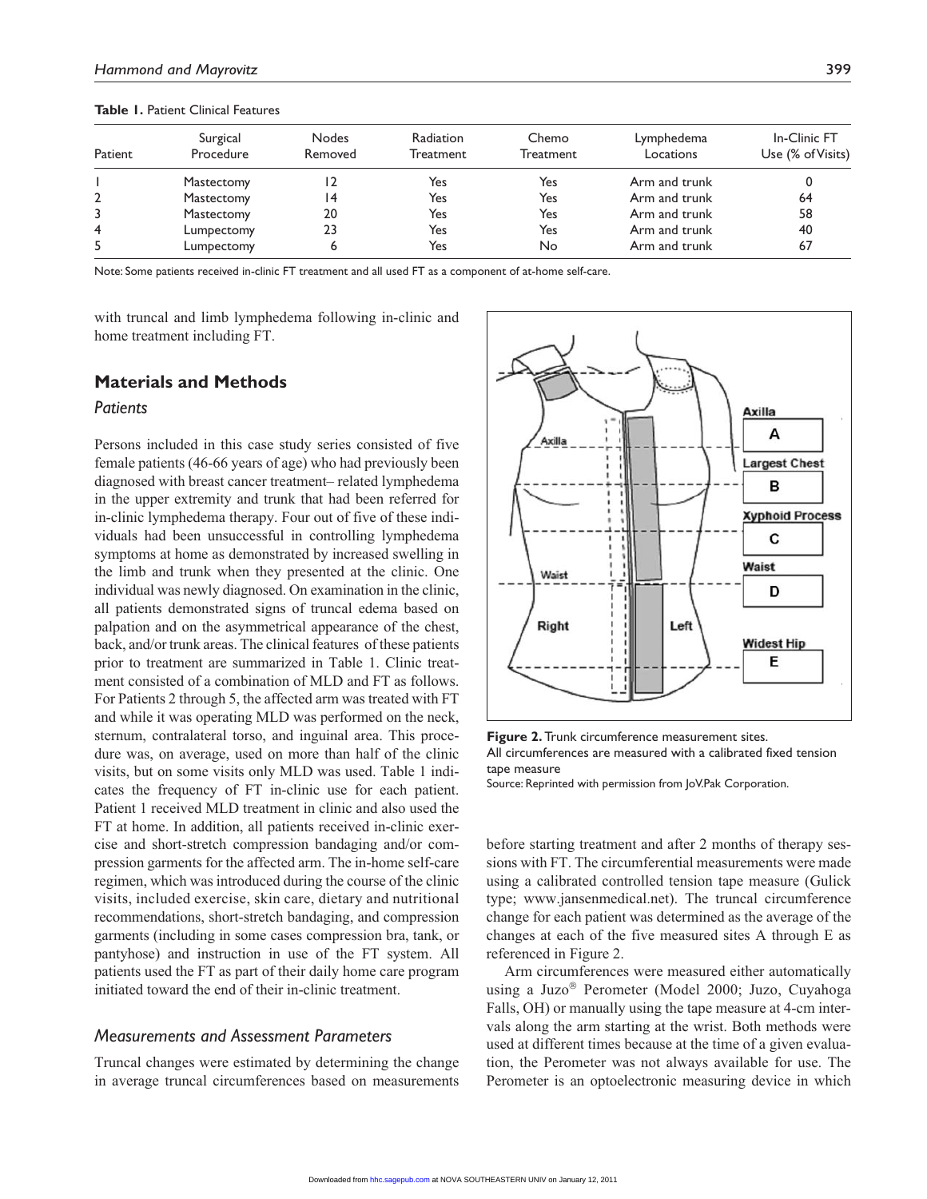**Table 1.** Patient Clinical Features

| Patient | Surgical Procedure | Nodes Removed | Radiation Treatment | Chemo Treatment | Lymphedema Locations | In-Clinic FT Use (% of Visits) |
|---|---|---|---|---|---|---|
| 1 | Mastectomy | 12 | Yes | Yes | Arm and trunk | 0 |
| 2 | Mastectomy | 14 | Yes | Yes | Arm and trunk | 64 |
| 3 | Mastectomy | 20 | Yes | Yes | Arm and trunk | 58 |
| 4 | Lumpectomy | 23 | Yes | Yes | Arm and trunk | 40 |
| 5 | Lumpectomy | 6 | Yes | No | Arm and trunk | 67 |

Note: Some patients received in-clinic FT treatment and all used FT as a component of at-home self-care.

with truncal and limb lymphedema following in-clinic and home treatment including FT.

## Materials and Methods

### Patients

Persons included in this case study series consisted of five female patients (46-66 years of age) who had previously been diagnosed with breast cancer treatment– related lymphedema in the upper extremity and trunk that had been referred for in-clinic lymphedema therapy. Four out of five of these individuals had been unsuccessful in controlling lymphedema symptoms at home as demonstrated by increased swelling in the limb and trunk when they presented at the clinic. One individual was newly diagnosed. On examination in the clinic, all patients demonstrated signs of truncal edema based on palpation and on the asymmetrical appearance of the chest, back, and/or trunk areas. The clinical features of these patients prior to treatment are summarized in Table 1. Clinic treatment consisted of a combination of MLD and FT as follows. For Patients 2 through 5, the affected arm was treated with FT and while it was operating MLD was performed on the neck, sternum, contralateral torso, and inguinal area. This procedure was, on average, used on more than half of the clinic visits, but on some visits only MLD was used. Table 1 indicates the frequency of FT in-clinic use for each patient. Patient 1 received MLD treatment in clinic and also used the FT at home. In addition, all patients received in-clinic exercise and short-stretch compression bandaging and/or compression garments for the affected arm. The in-home self-care regimen, which was introduced during the course of the clinic visits, included exercise, skin care, dietary and nutritional recommendations, short-stretch bandaging, and compression garments (including in some cases compression bra, tank, or pantyhose) and instruction in use of the FT system. All patients used the FT as part of their daily home care program initiated toward the end of their in-clinic treatment.

### Measurements and Assessment Parameters

Truncal changes were estimated by determining the change in average truncal circumferences based on measurements before starting treatment and after 2 months of therapy sessions with FT. The circumferential measurements were made using a calibrated controlled tension tape measure (Gulick type; www.jansenmedical.net). The truncal circumference change for each patient was determined as the average of the changes at each of the five measured sites A through E as referenced in Figure 2.

Axilla
A
Largest Chest
B
Xyphoid Process
C
Waist
D
Widest Hip
E
Axilla
Waist
Right
Left

**Figure 2.** Trunk circumference measurement sites.
All circumferences are measured with a calibrated fixed tension tape measure
Source: Reprinted with permission from JoV.Pak Corporation.

Arm circumferences were measured either automatically using a Juzo® Perometer (Model 2000; Juzo, Cuyahoga Falls, OH) or manually using the tape measure at 4-cm intervals along the arm starting at the wrist. Both methods were used at different times because at the time of a given evaluation, the Perometer was not always available for use. The Perometer is an optoelectronic measuring device in which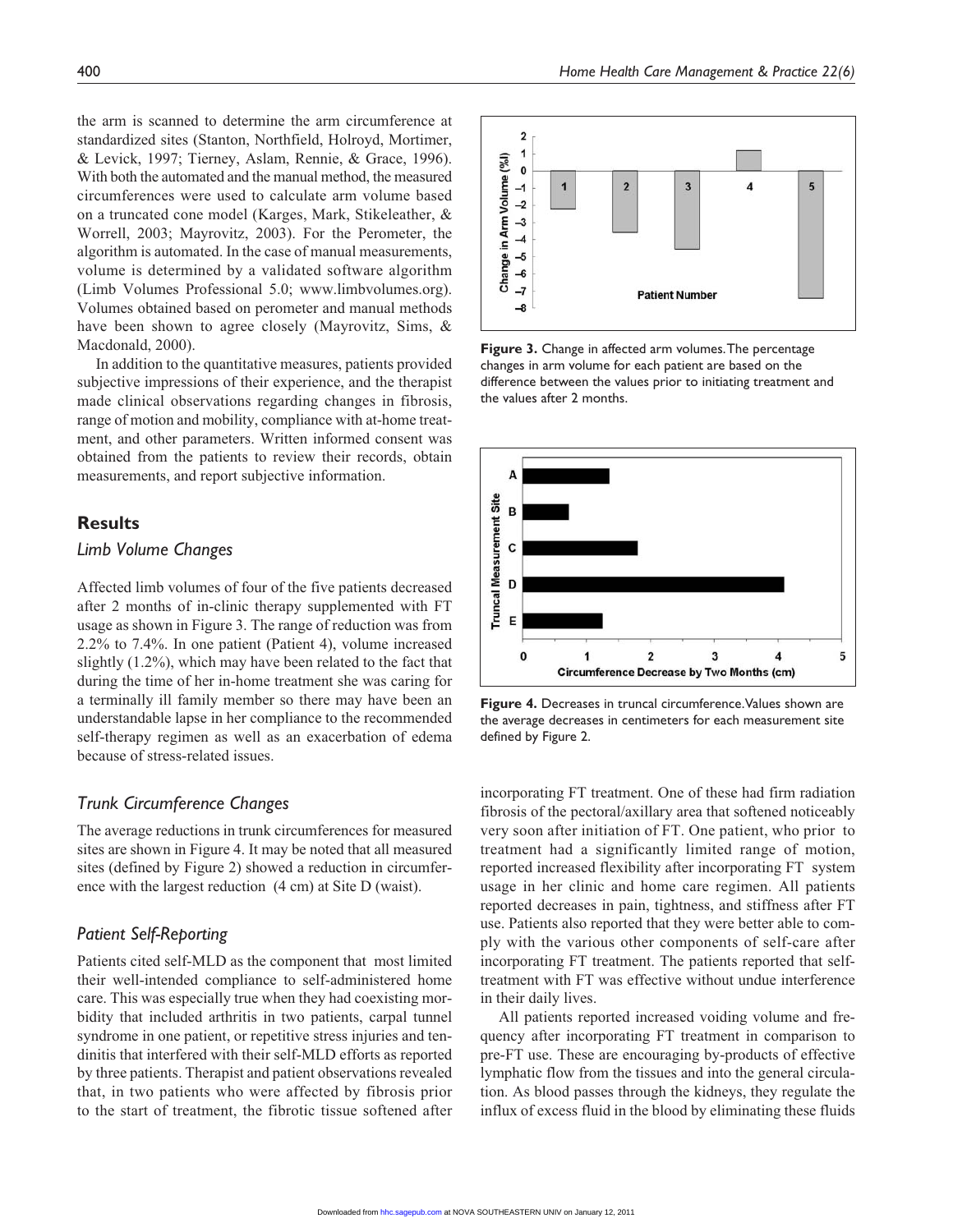the arm is scanned to determine the arm circumference at standardized sites (Stanton, Northfield, Holroyd, Mortimer, & Levick, 1997; Tierney, Aslam, Rennie, & Grace, 1996). With both the automated and the manual method, the measured circumferences were used to calculate arm volume based on a truncated cone model (Karges, Mark, Stikeleather, & Worrell, 2003; Mayrovitz, 2003). For the Perometer, the algorithm is automated. In the case of manual measurements, volume is determined by a validated software algorithm (Limb Volumes Professional 5.0; www.limbvolumes.org). Volumes obtained based on perometer and manual methods have been shown to agree closely (Mayrovitz, Sims, & Macdonald, 2000).

In addition to the quantitative measures, patients provided subjective impressions of their experience, and the therapist made clinical observations regarding changes in fibrosis, range of motion and mobility, compliance with at-home treatment, and other parameters. Written informed consent was obtained from the patients to review their records, obtain measurements, and report subjective information.

## Results

### *Limb Volume Changes*

Affected limb volumes of four of the five patients decreased after 2 months of in-clinic therapy supplemented with FT usage as shown in Figure 3. The range of reduction was from 2.2% to 7.4%. In one patient (Patient 4), volume increased slightly (1.2%), which may have been related to the fact that during the time of her in-home treatment she was caring for a terminally ill family member so there may have been an understandable lapse in her compliance to the recommended self-therapy regimen as well as an exacerbation of edema because of stress-related issues.

### *Trunk Circumference Changes*

The average reductions in trunk circumferences for measured sites are shown in Figure 4. It may be noted that all measured sites (defined by Figure 2) showed a reduction in circumference with the largest reduction (4 cm) at Site D (waist).

### *Patient Self-Reporting*

Patients cited self-MLD as the component that most limited their well-intended compliance to self-administered home care. This was especially true when they had coexisting morbidity that included arthritis in two patients, carpal tunnel syndrome in one patient, or repetitive stress injuries and tendinitis that interfered with their self-MLD efforts as reported by three patients. Therapist and patient observations revealed that, in two patients who were affected by fibrosis prior to the start of treatment, the fibrotic tissue softened after incorporating FT treatment. One of these had firm radiation fibrosis of the pectoral/axillary area that softened noticeably very soon after initiation of FT. One patient, who prior to treatment had a significantly limited range of motion, reported increased flexibility after incorporating FT system usage in her clinic and home care regimen. All patients reported decreases in pain, tightness, and stiffness after FT use. Patients also reported that they were better able to comply with the various other components of self-care after incorporating FT treatment. The patients reported that self-treatment with FT was effective without undue interference in their daily lives.

All patients reported increased voiding volume and frequency after incorporating FT treatment in comparison to pre-FT use. These are encouraging by-products of effective lymphatic flow from the tissues and into the general circulation. As blood passes through the kidneys, they regulate the influx of excess fluid in the blood by eliminating these fluids

**Figure 3.** Change in affected arm volumes. The percentage changes in arm volume for each patient are based on the difference between the values prior to initiating treatment and the values after 2 months.

**Figure 4.** Decreases in truncal circumference. Values shown are the average decreases in centimeters for each measurement site defined by Figure 2.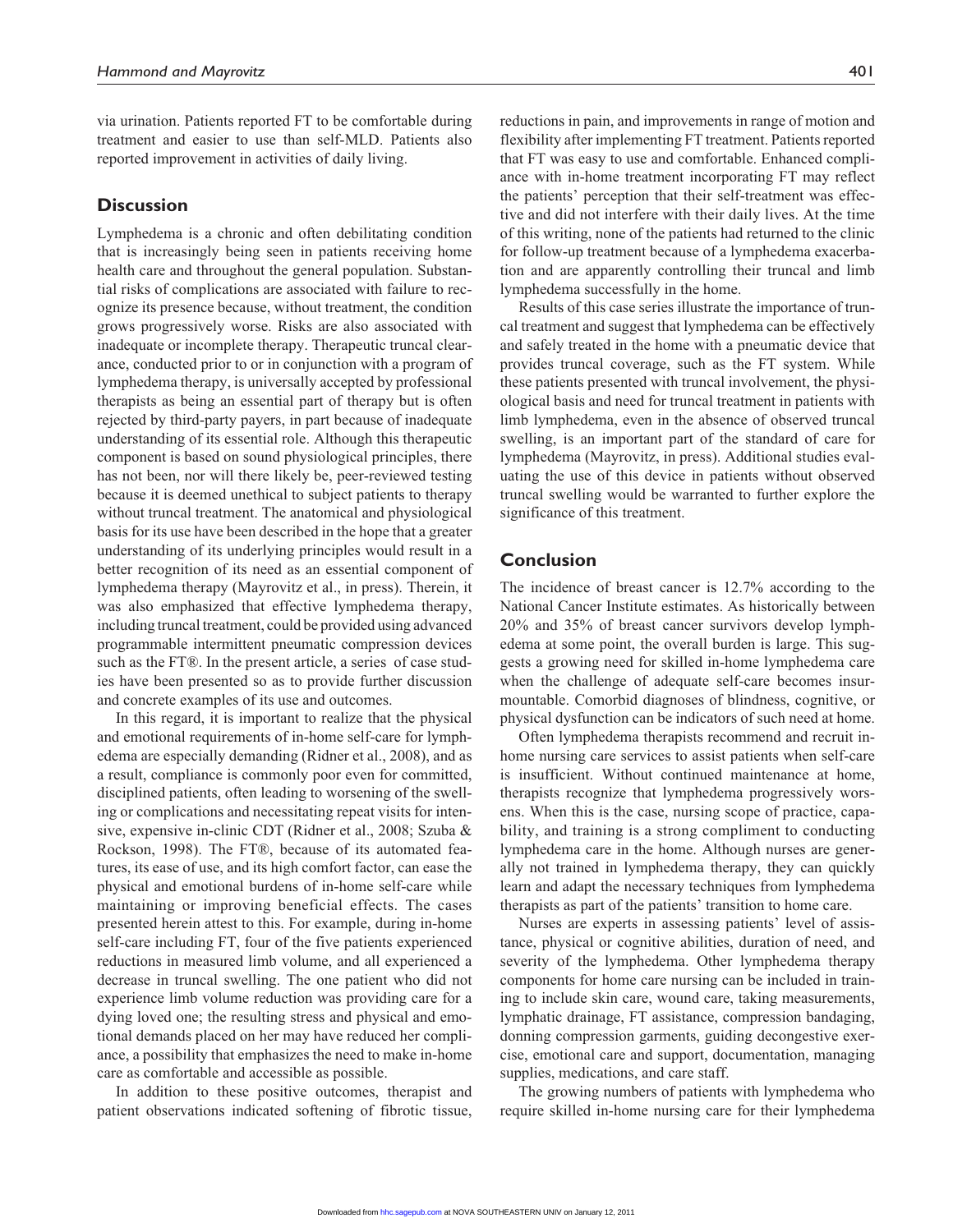via urination. Patients reported FT to be comfortable during treatment and easier to use than self-MLD. Patients also reported improvement in activities of daily living.

## Discussion

Lymphedema is a chronic and often debilitating condition that is increasingly being seen in patients receiving home health care and throughout the general population. Substantial risks of complications are associated with failure to recognize its presence because, without treatment, the condition grows progressively worse. Risks are also associated with inadequate or incomplete therapy. Therapeutic truncal clearance, conducted prior to or in conjunction with a program of lymphedema therapy, is universally accepted by professional therapists as being an essential part of therapy but is often rejected by third-party payers, in part because of inadequate understanding of its essential role. Although this therapeutic component is based on sound physiological principles, there has not been, nor will there likely be, peer-reviewed testing because it is deemed unethical to subject patients to therapy without truncal treatment. The anatomical and physiological basis for its use have been described in the hope that a greater understanding of its underlying principles would result in a better recognition of its need as an essential component of lymphedema therapy (Mayrovitz et al., in press). Therein, it was also emphasized that effective lymphedema therapy, including truncal treatment, could be provided using advanced programmable intermittent pneumatic compression devices such as the FT®. In the present article, a series of case studies have been presented so as to provide further discussion and concrete examples of its use and outcomes.

In this regard, it is important to realize that the physical and emotional requirements of in-home self-care for lymphedema are especially demanding (Ridner et al., 2008), and as a result, compliance is commonly poor even for committed, disciplined patients, often leading to worsening of the swelling or complications and necessitating repeat visits for intensive, expensive in-clinic CDT (Ridner et al., 2008; Szuba & Rockson, 1998). The FT®, because of its automated features, its ease of use, and its high comfort factor, can ease the physical and emotional burdens of in-home self-care while maintaining or improving beneficial effects. The cases presented herein attest to this. For example, during in-home self-care including FT, four of the five patients experienced reductions in measured limb volume, and all experienced a decrease in truncal swelling. The one patient who did not experience limb volume reduction was providing care for a dying loved one; the resulting stress and physical and emotional demands placed on her may have reduced her compliance, a possibility that emphasizes the need to make in-home care as comfortable and accessible as possible.

In addition to these positive outcomes, therapist and patient observations indicated softening of fibrotic tissue, reductions in pain, and improvements in range of motion and flexibility after implementing FT treatment. Patients reported that FT was easy to use and comfortable. Enhanced compliance with in-home treatment incorporating FT may reflect the patients' perception that their self-treatment was effective and did not interfere with their daily lives. At the time of this writing, none of the patients had returned to the clinic for follow-up treatment because of a lymphedema exacerbation and are apparently controlling their truncal and limb lymphedema successfully in the home.

Results of this case series illustrate the importance of truncal treatment and suggest that lymphedema can be effectively and safely treated in the home with a pneumatic device that provides truncal coverage, such as the FT system. While these patients presented with truncal involvement, the physiological basis and need for truncal treatment in patients with limb lymphedema, even in the absence of observed truncal swelling, is an important part of the standard of care for lymphedema (Mayrovitz, in press). Additional studies evaluating the use of this device in patients without observed truncal swelling would be warranted to further explore the significance of this treatment.

## Conclusion

The incidence of breast cancer is 12.7% according to the National Cancer Institute estimates. As historically between 20% and 35% of breast cancer survivors develop lymphedema at some point, the overall burden is large. This suggests a growing need for skilled in-home lymphedema care when the challenge of adequate self-care becomes insurmountable. Comorbid diagnoses of blindness, cognitive, or physical dysfunction can be indicators of such need at home.

Often lymphedema therapists recommend and recruit in-home nursing care services to assist patients when self-care is insufficient. Without continued maintenance at home, therapists recognize that lymphedema progressively worsens. When this is the case, nursing scope of practice, capability, and training is a strong compliment to conducting lymphedema care in the home. Although nurses are generally not trained in lymphedema therapy, they can quickly learn and adapt the necessary techniques from lymphedema therapists as part of the patients' transition to home care.

Nurses are experts in assessing patients' level of assistance, physical or cognitive abilities, duration of need, and severity of the lymphedema. Other lymphedema therapy components for home care nursing can be included in training to include skin care, wound care, taking measurements, lymphatic drainage, FT assistance, compression bandaging, donning compression garments, guiding decongestive exercise, emotional care and support, documentation, managing supplies, medications, and care staff.

The growing numbers of patients with lymphedema who require skilled in-home nursing care for their lymphedema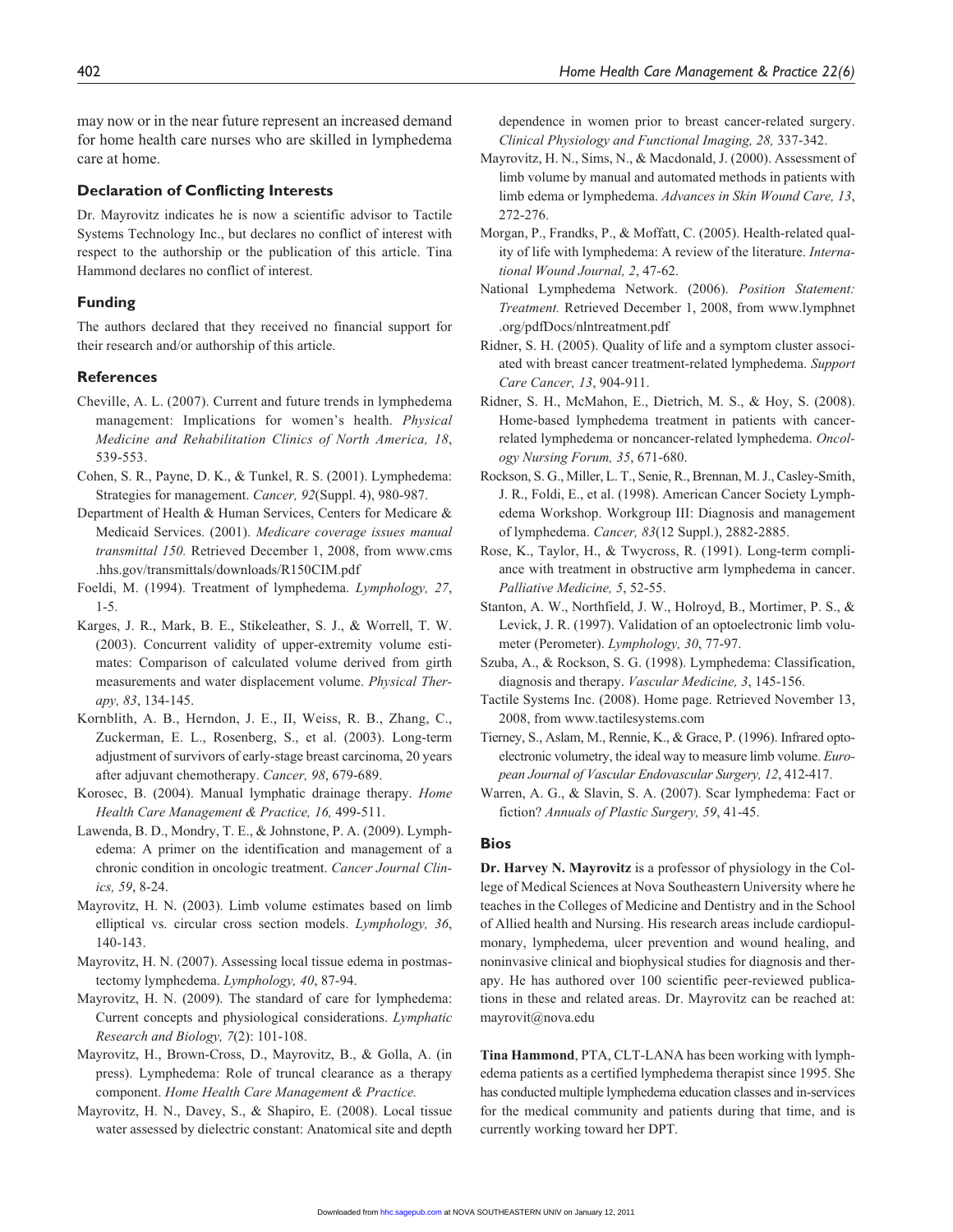may now or in the near future represent an increased demand for home health care nurses who are skilled in lymphedema care at home.

## Declaration of Conflicting Interests

Dr. Mayrovitz indicates he is now a scientific advisor to Tactile Systems Technology Inc., but declares no conflict of interest with respect to the authorship or the publication of this article. Tina Hammond declares no conflict of interest.

## Funding

The authors declared that they received no financial support for their research and/or authorship of this article.

## References

Cheville, A. L. (2007). Current and future trends in lymphedema management: Implications for women's health. *Physical Medicine and Rehabilitation Clinics of North America, 18*, 539-553.

Cohen, S. R., Payne, D. K., & Tunkel, R. S. (2001). Lymphedema: Strategies for management. *Cancer, 92*(Suppl. 4), 980-987.

Department of Health & Human Services, Centers for Medicare & Medicaid Services. (2001). *Medicare coverage issues manual transmittal 150.* Retrieved December 1, 2008, from www.cms.hhs.gov/transmittals/downloads/R150CIM.pdf

Foeldi, M. (1994). Treatment of lymphedema. *Lymphology, 27*, 1-5.

Karges, J. R., Mark, B. E., Stikeleather, S. J., & Worrell, T. W. (2003). Concurrent validity of upper-extremity volume estimates: Comparison of calculated volume derived from girth measurements and water displacement volume. *Physical Therapy, 83*, 134-145.

Kornblith, A. B., Herndon, J. E., II, Weiss, R. B., Zhang, C., Zuckerman, E. L., Rosenberg, S., et al. (2003). Long-term adjustment of survivors of early-stage breast carcinoma, 20 years after adjuvant chemotherapy. *Cancer, 98*, 679-689.

Korosec, B. (2004). Manual lymphatic drainage therapy. *Home Health Care Management & Practice, 16,* 499-511.

Lawenda, B. D., Mondry, T. E., & Johnstone, P. A. (2009). Lymphedema: A primer on the identification and management of a chronic condition in oncologic treatment. *Cancer Journal Clinics, 59*, 8-24.

Mayrovitz, H. N. (2003). Limb volume estimates based on limb elliptical vs. circular cross section models. *Lymphology, 36*, 140-143.

Mayrovitz, H. N. (2007). Assessing local tissue edema in postmastectomy lymphedema. *Lymphology, 40*, 87-94.

Mayrovitz, H. N. (2009). The standard of care for lymphedema: Current concepts and physiological considerations. *Lymphatic Research and Biology, 7*(2): 101-108.

Mayrovitz, H., Brown-Cross, D., Mayrovitz, B., & Golla, A. (in press). Lymphedema: Role of truncal clearance as a therapy component. *Home Health Care Management & Practice.*

Mayrovitz, H. N., Davey, S., & Shapiro, E. (2008). Local tissue water assessed by dielectric constant: Anatomical site and depth dependence in women prior to breast cancer-related surgery. *Clinical Physiology and Functional Imaging, 28,* 337-342.

Mayrovitz, H. N., Sims, N., & Macdonald, J. (2000). Assessment of limb volume by manual and automated methods in patients with limb edema or lymphedema. *Advances in Skin Wound Care, 13*, 272-276.

Morgan, P., Frandks, P., & Moffatt, C. (2005). Health-related quality of life with lymphedema: A review of the literature. *International Wound Journal, 2*, 47-62.

National Lymphedema Network. (2006). *Position Statement: Treatment.* Retrieved December 1, 2008, from www.lymphnet.org/pdfDocs/nlntreatment.pdf

Ridner, S. H. (2005). Quality of life and a symptom cluster associated with breast cancer treatment-related lymphedema. *Support Care Cancer, 13*, 904-911.

Ridner, S. H., McMahon, E., Dietrich, M. S., & Hoy, S. (2008). Home-based lymphedema treatment in patients with cancer-related lymphedema or noncancer-related lymphedema. *Oncology Nursing Forum, 35*, 671-680.

Rockson, S. G., Miller, L. T., Senie, R., Brennan, M. J., Casley-Smith, J. R., Foldi, E., et al. (1998). American Cancer Society Lymphedema Workshop. Workgroup III: Diagnosis and management of lymphedema. *Cancer, 83*(12 Suppl.), 2882-2885.

Rose, K., Taylor, H., & Twycross, R. (1991). Long-term compliance with treatment in obstructive arm lymphedema in cancer. *Palliative Medicine, 5*, 52-55.

Stanton, A. W., Northfield, J. W., Holroyd, B., Mortimer, P. S., & Levick, J. R. (1997). Validation of an optoelectronic limb volumeter (Perometer). *Lymphology, 30*, 77-97.

Szuba, A., & Rockson, S. G. (1998). Lymphedema: Classification, diagnosis and therapy. *Vascular Medicine, 3*, 145-156.

Tactile Systems Inc. (2008). Home page. Retrieved November 13, 2008, from www.tactilesystems.com

Tierney, S., Aslam, M., Rennie, K., & Grace, P. (1996). Infrared optoelectronic volumetry, the ideal way to measure limb volume. *European Journal of Vascular Endovascular Surgery, 12*, 412-417.

Warren, A. G., & Slavin, S. A. (2007). Scar lymphedema: Fact or fiction? *Annuals of Plastic Surgery, 59*, 41-45.

## Bios

**Dr. Harvey N. Mayrovitz** is a professor of physiology in the College of Medical Sciences at Nova Southeastern University where he teaches in the Colleges of Medicine and Dentistry and in the School of Allied health and Nursing. His research areas include cardiopulmonary, lymphedema, ulcer prevention and wound healing, and noninvasive clinical and biophysical studies for diagnosis and therapy. He has authored over 100 scientific peer-reviewed publications in these and related areas. Dr. Mayrovitz can be reached at: mayrovit@nova.edu

**Tina Hammond**, PTA, CLT-LANA has been working with lymphedema patients as a certified lymphedema therapist since 1995. She has conducted multiple lymphedema education classes and in-services for the medical community and patients during that time, and is currently working toward her DPT.